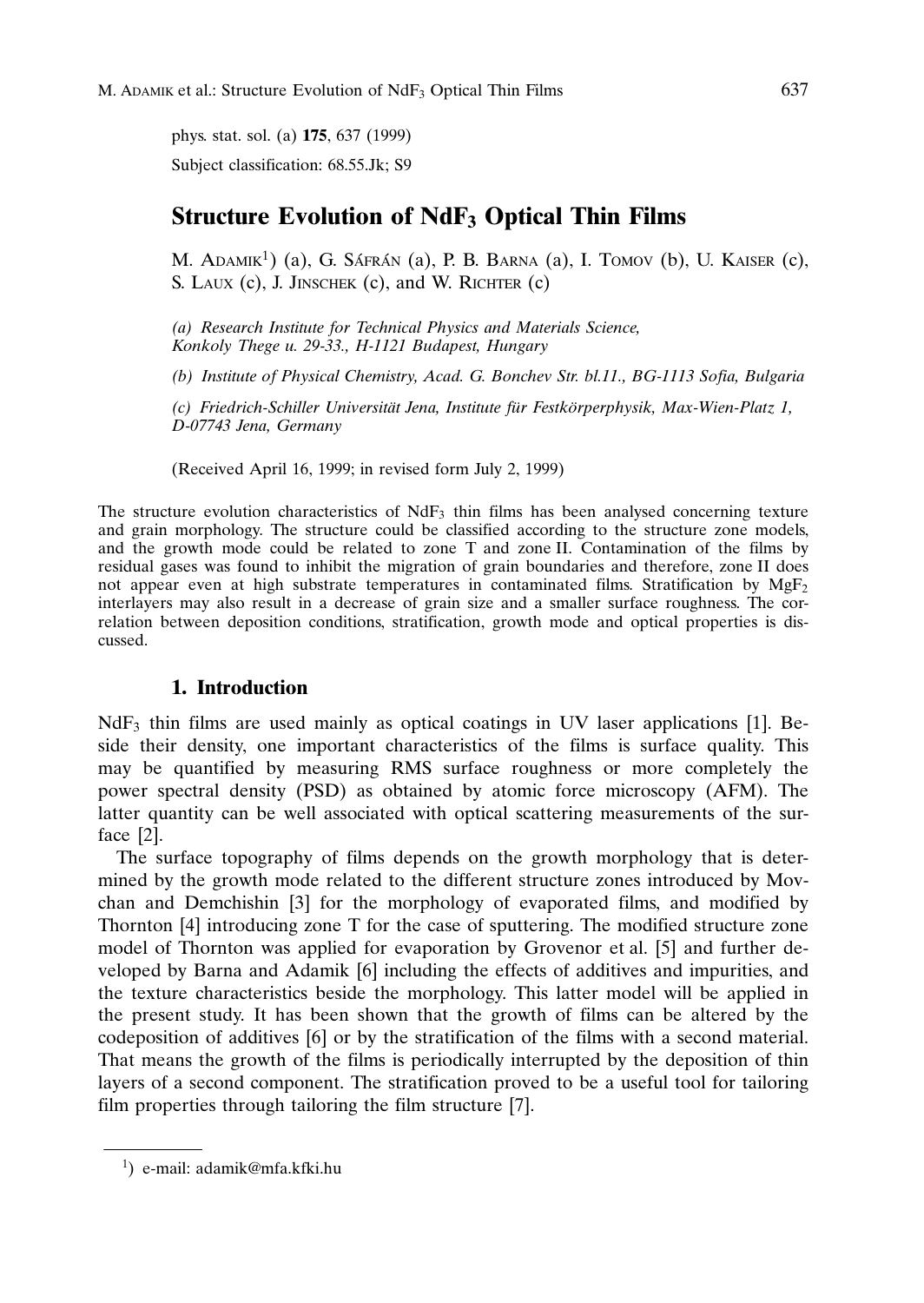phys. stat. sol. (a) **175**, 637 (1999)

Subject classification: 68.55.Jk; S9

# Structure Evolution of $NdF_3$ Optical Thin Films

M. Adamik[1] (a), G. Sáfrán (a), P. B. Barna (a), I. Tomov (b), U. Kaiser (c), S. Laux (c), J. Jinschek (c), and W. Richter (c)

*(a) Research Institute for Technical Physics and Materials Science, Konkoly Thege u. 29-33., H-1121 Budapest, Hungary*

*(b) Institute of Physical Chemistry, Acad. G. Bonchev Str. bl.11., BG-1113 Sofia, Bulgaria*

*(c) Friedrich-Schiller Universität Jena, Institute für Festkörperphysik, Max-Wien-Platz 1, D-07743 Jena, Germany*

(Received April 16, 1999; in revised form July 2, 1999)

The structure evolution characteristics of $NdF_3$ thin films has been analysed concerning texture and grain morphology. The structure could be classified according to the structure zone models, and the growth mode could be related to zone T and zone II. Contamination of the films by residual gases was found to inhibit the migration of grain boundaries and therefore, zone II does not appear even at high substrate temperatures in contaminated films. Stratification by $MgF_2$ interlayers may also result in a decrease of grain size and a smaller surface roughness. The correlation between deposition conditions, stratification, growth mode and optical properties is discussed.

## 1. Introduction

$NdF_3$ thin films are used mainly as optical coatings in UV laser applications [1]. Beside their density, one important characteristics of the films is surface quality. This may be quantified by measuring RMS surface roughness or more completely the power spectral density (PSD) as obtained by atomic force microscopy (AFM). The latter quantity can be well associated with optical scattering measurements of the surface [2].

The surface topography of films depends on the growth morphology that is determined by the growth mode related to the different structure zones introduced by Movchan and Demchishin [3] for the morphology of evaporated films, and modified by Thornton [4] introducing zone T for the case of sputtering. The modified structure zone model of Thornton was applied for evaporation by Grovenor et al. [5] and further developed by Barna and Adamik [6] including the effects of additives and impurities, and the texture characteristics beside the morphology. This latter model will be applied in the present study. It has been shown that the growth of films can be altered by the codeposition of additives [6] or by the stratification of the films with a second material. That means the growth of the films is periodically interrupted by the deposition of thin layers of a second component. The stratification proved to be a useful tool for tailoring film properties through tailoring the film structure [7].

[1] e-mail: adamik@mfa.kfki.hu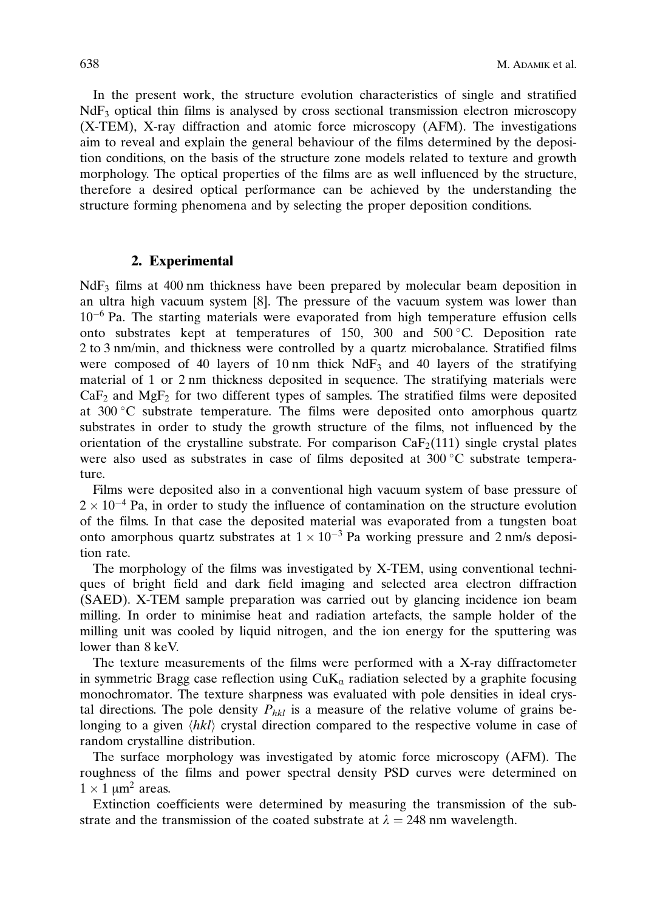In the present work, the structure evolution characteristics of single and stratified $NdF_3$ optical thin films is analysed by cross sectional transmission electron microscopy (X-TEM), X-ray diffraction and atomic force microscopy (AFM). The investigations aim to reveal and explain the general behaviour of the films determined by the deposition conditions, on the basis of the structure zone models related to texture and growth morphology. The optical properties of the films are as well influenced by the structure, therefore a desired optical performance can be achieved by the understanding the structure forming phenomena and by selecting the proper deposition conditions.

## 2. Experimental

$NdF_3$ films at 400 nm thickness have been prepared by molecular beam deposition in an ultra high vacuum system [8]. The pressure of the vacuum system was lower than $10^{-6}$ Pa. The starting materials were evaporated from high temperature effusion cells onto substrates kept at temperatures of 150, 300 and 500 °C. Deposition rate 2 to 3 nm/min, and thickness were controlled by a quartz microbalance. Stratified films were composed of 40 layers of 10 nm thick $NdF_3$ and 40 layers of the stratifying material of 1 or 2 nm thickness deposited in sequence. The stratifying materials were $CaF_2$ and $MgF_2$ for two different types of samples. The stratified films were deposited at 300 °C substrate temperature. The films were deposited onto amorphous quartz substrates in order to study the growth structure of the films, not influenced by the orientation of the crystalline substrate. For comparison $CaF_2(111)$ single crystal plates were also used as substrates in case of films deposited at 300 °C substrate temperature.

Films were deposited also in a conventional high vacuum system of base pressure of $2 \times 10^{-4}$ Pa, in order to study the influence of contamination on the structure evolution of the films. In that case the deposited material was evaporated from a tungsten boat onto amorphous quartz substrates at $1 \times 10^{-3}$ Pa working pressure and 2 nm/s deposition rate.

The morphology of the films was investigated by X-TEM, using conventional techniques of bright field and dark field imaging and selected area electron diffraction (SAED). X-TEM sample preparation was carried out by glancing incidence ion beam milling. In order to minimise heat and radiation artefacts, the sample holder of the milling unit was cooled by liquid nitrogen, and the ion energy for the sputtering was lower than 8 keV.

The texture measurements of the films were performed with a X-ray diffractometer in symmetric Bragg case reflection using $CuK_\alpha$ radiation selected by a graphite focusing monochromator. The texture sharpness was evaluated with pole densities in ideal crystal directions. The pole density $P_{hkl}$ is a measure of the relative volume of grains belonging to a given $\langle hkl \rangle$ crystal direction compared to the respective volume in case of random crystalline distribution.

The surface morphology was investigated by atomic force microscopy (AFM). The roughness of the films and power spectral density PSD curves were determined on $1 \times 1$ $\mu m^2$ areas.

Extinction coefficients were determined by measuring the transmission of the substrate and the transmission of the coated substrate at $\lambda = 248$ nm wavelength.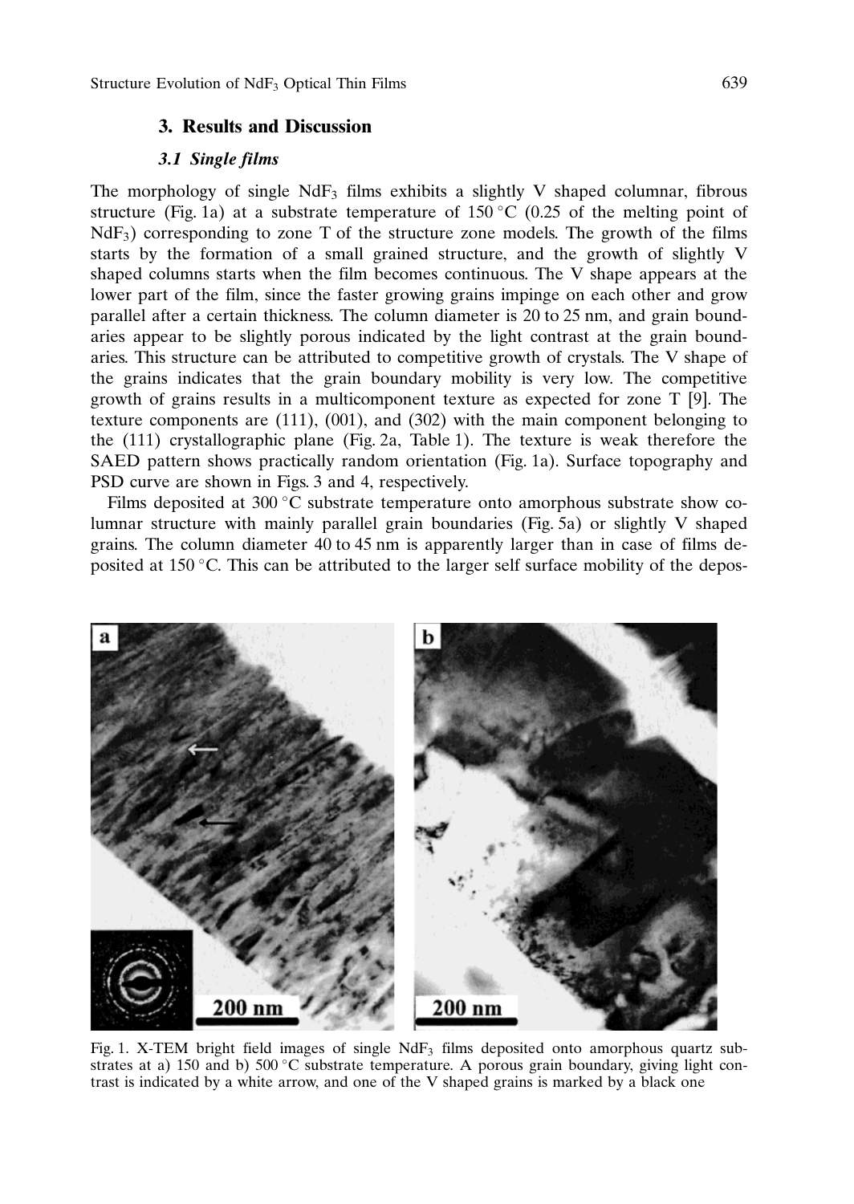## 3. Results and Discussion

### *3.1 Single films*

The morphology of single $NdF_3$ films exhibits a slightly V shaped columnar, fibrous structure (Fig. 1a) at a substrate temperature of 150 °C (0.25 of the melting point of $NdF_3$) corresponding to zone T of the structure zone models. The growth of the films starts by the formation of a small grained structure, and the growth of slightly V shaped columns starts when the film becomes continuous. The V shape appears at the lower part of the film, since the faster growing grains impinge on each other and grow parallel after a certain thickness. The column diameter is 20 to 25 nm, and grain boundaries appear to be slightly porous indicated by the light contrast at the grain boundaries. This structure can be attributed to competitive growth of crystals. The V shape of the grains indicates that the grain boundary mobility is very low. The competitive growth of grains results in a multicomponent texture as expected for zone T [9]. The texture components are (111), (001), and (302) with the main component belonging to the (111) crystallographic plane (Fig. 2a, Table 1). The texture is weak therefore the SAED pattern shows practically random orientation (Fig. 1a). Surface topography and PSD curve are shown in Figs. 3 and 4, respectively.

Films deposited at 300 °C substrate temperature onto amorphous substrate show columnar structure with mainly parallel grain boundaries (Fig. 5a) or slightly V shaped grains. The column diameter 40 to 45 nm is apparently larger than in case of films deposited at 150 °C. This can be attributed to the larger self surface mobility of the depos-

Fig. 1. X-TEM bright field images of single $NdF_3$ films deposited onto amorphous quartz substrates at a) 150 and b) 500 °C substrate temperature. A porous grain boundary, giving light contrast is indicated by a white arrow, and one of the V shaped grains is marked by a black one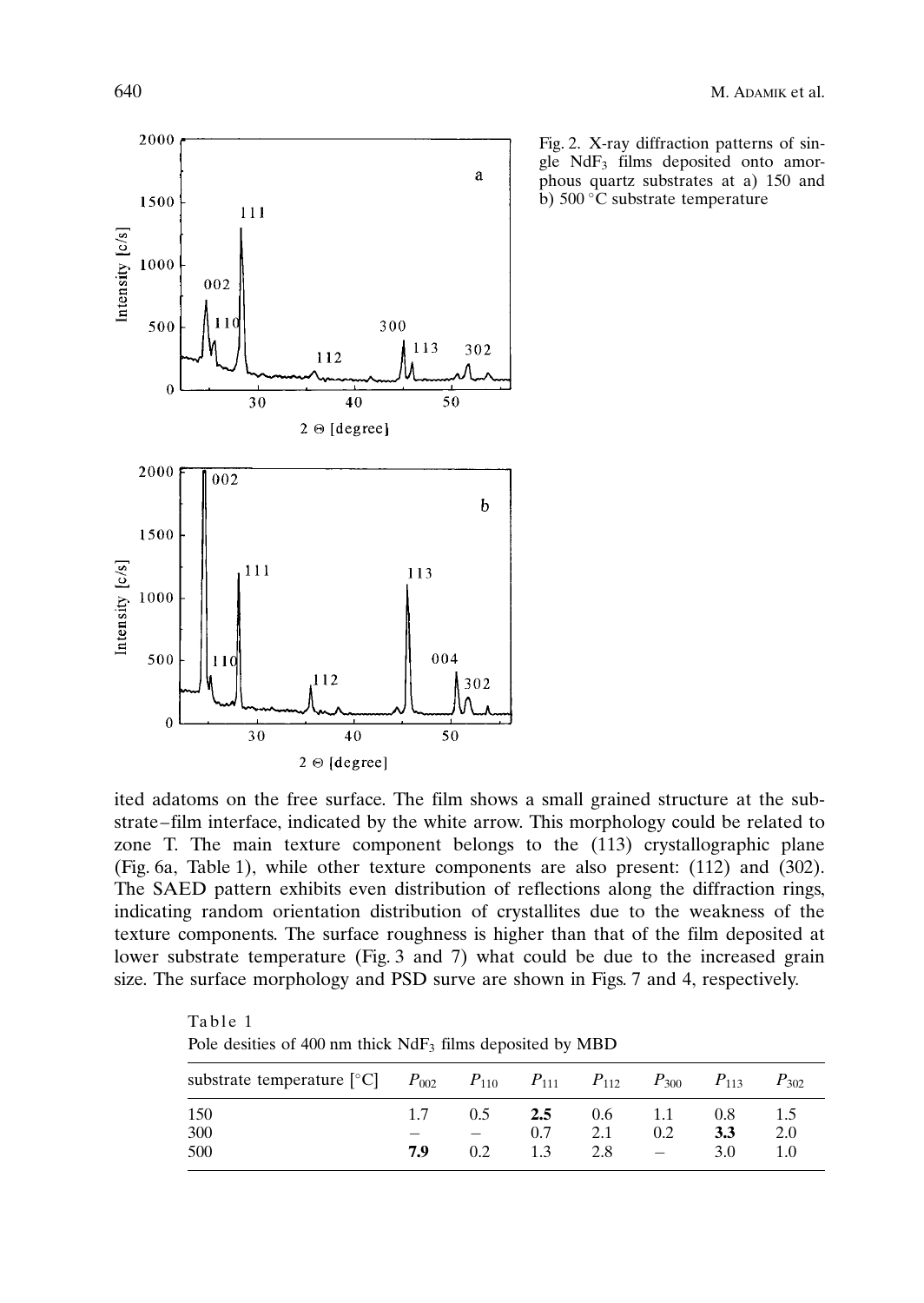Fig. 2. X-ray diffraction patterns of single $NdF_3$ films deposited onto amorphous quartz substrates at a) 150 and b) 500 °C substrate temperature

ited adatoms on the free surface. The film shows a small grained structure at the substrate–film interface, indicated by the white arrow. This morphology could be related to zone T. The main texture component belongs to the (113) crystallographic plane (Fig. 6a, Table 1), while other texture components are also present: (112) and (302). The SAED pattern exhibits even distribution of reflections along the diffraction rings, indicating random orientation distribution of crystallites due to the weakness of the texture components. The surface roughness is higher than that of the film deposited at lower substrate temperature (Fig. 3 and 7) what could be due to the increased grain size. The surface morphology and PSD surve are shown in Figs. 7 and 4, respectively.

Table 1
Pole desities of 400 nm thick $NdF_3$ films deposited by MBD

| substrate temperature [°C] | $P_{002}$ | $P_{110}$ | $P_{111}$ | $P_{112}$ | $P_{300}$ | $P_{113}$ | $P_{302}$ |
|---|---|---|---|---|---|---|---|
| 150 | 1.7 | 0.5 | **2.5** | 0.6 | 1.1 | 0.8 | 1.5 |
| 300 | – | – | 0.7 | 2.1 | 0.2 | **3.3** | 2.0 |
| 500 | **7.9** | 0.2 | 1.3 | 2.8 | – | 3.0 | 1.0 |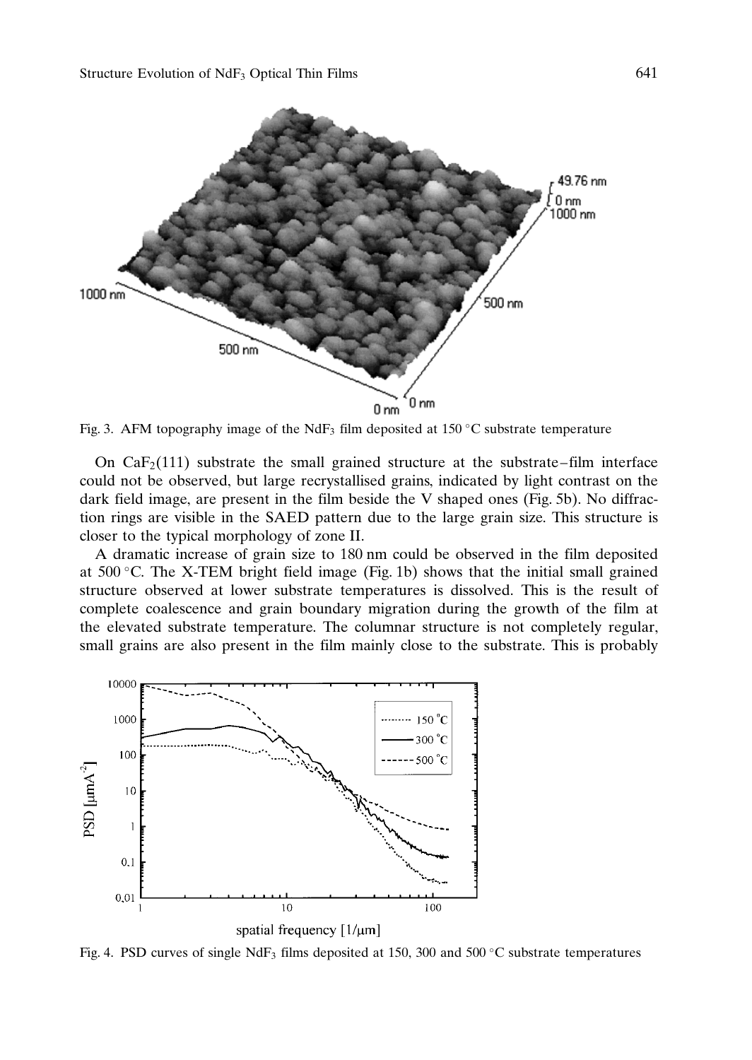Fig. 3. AFM topography image of the $NdF_3$ film deposited at 150 °C substrate temperature

On $CaF_2$(111) substrate the small grained structure at the substrate–film interface could not be observed, but large recrystallised grains, indicated by light contrast on the dark field image, are present in the film beside the V shaped ones (Fig. 5b). No diffraction rings are visible in the SAED pattern due to the large grain size. This structure is closer to the typical morphology of zone II.

A dramatic increase of grain size to 180 nm could be observed in the film deposited at 500 °C. The X-TEM bright field image (Fig. 1b) shows that the initial small grained structure observed at lower substrate temperatures is dissolved. This is the result of complete coalescence and grain boundary migration during the growth of the film at the elevated substrate temperature. The columnar structure is not completely regular, small grains are also present in the film mainly close to the substrate. This is probably

Fig. 4. PSD curves of single $NdF_3$ films deposited at 150, 300 and 500 °C substrate temperatures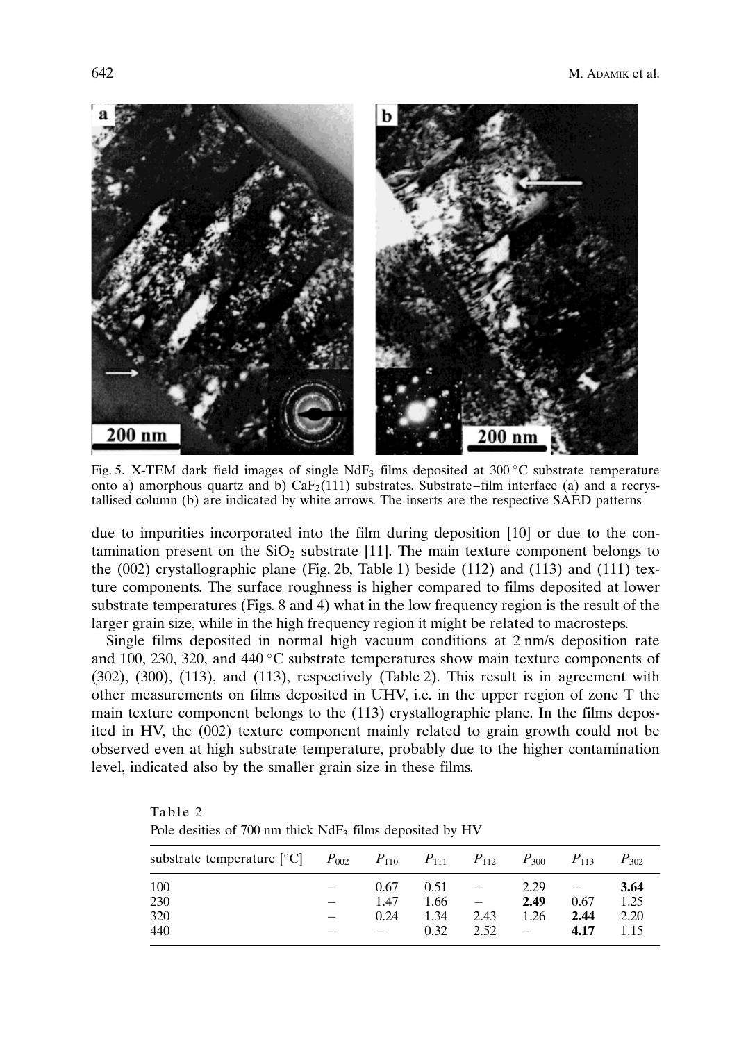Fig. 5. X-TEM dark field images of single $NdF_3$ films deposited at 300 °C substrate temperature onto a) amorphous quartz and b) $CaF_2(111)$ substrates. Substrate–film interface (a) and a recrystallised column (b) are indicated by white arrows. The inserts are the respective SAED patterns

due to impurities incorporated into the film during deposition [10] or due to the contamination present on the $SiO_2$ substrate [11]. The main texture component belongs to the (002) crystallographic plane (Fig. 2b, Table 1) beside (112) and (113) and (111) texture components. The surface roughness is higher compared to films deposited at lower substrate temperatures (Figs. 8 and 4) what in the low frequency region is the result of the larger grain size, while in the high frequency region it might be related to macrosteps.

Single films deposited in normal high vacuum conditions at 2 nm/s deposition rate and 100, 230, 320, and 440 °C substrate temperatures show main texture components of (302), (300), (113), and (113), respectively (Table 2). This result is in agreement with other measurements on films deposited in UHV, i.e. in the upper region of zone T the main texture component belongs to the (113) crystallographic plane. In the films deposited in HV, the (002) texture component mainly related to grain growth could not be observed even at high substrate temperature, probably due to the higher contamination level, indicated also by the smaller grain size in these films.

Table 2
Pole desities of 700 nm thick $NdF_3$ films deposited by HV

| substrate temperature [°C] | $P_{002}$ | $P_{110}$ | $P_{111}$ | $P_{112}$ | $P_{300}$ | $P_{113}$ | $P_{302}$ |
|---|---|---|---|---|---|---|---|
| 100 | – | 0.67 | 0.51 | – | 2.29 | – | **3.64** |
| 230 | – | 1.47 | 1.66 | – | **2.49** | 0.67 | 1.25 |
| 320 | – | 0.24 | 1.34 | 2.43 | 1.26 | **2.44** | 2.20 |
| 440 | – | – | 0.32 | 2.52 | – | **4.17** | 1.15 |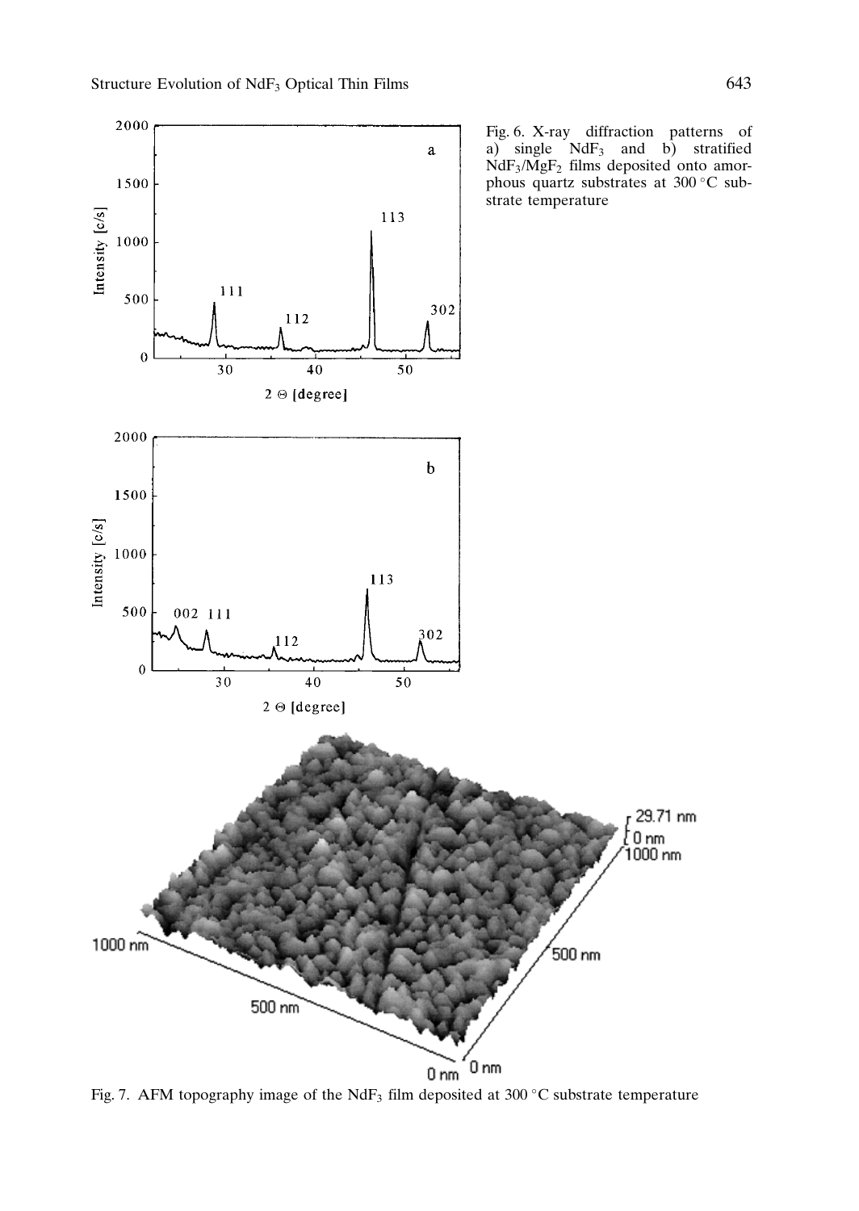Fig. 6. X-ray diffraction patterns of a) single $NdF_3$ and b) stratified $NdF_3/MgF_2$ films deposited onto amorphous quartz substrates at 300 °C substrate temperature

Fig. 7. AFM topography image of the $NdF_3$ film deposited at 300 °C substrate temperature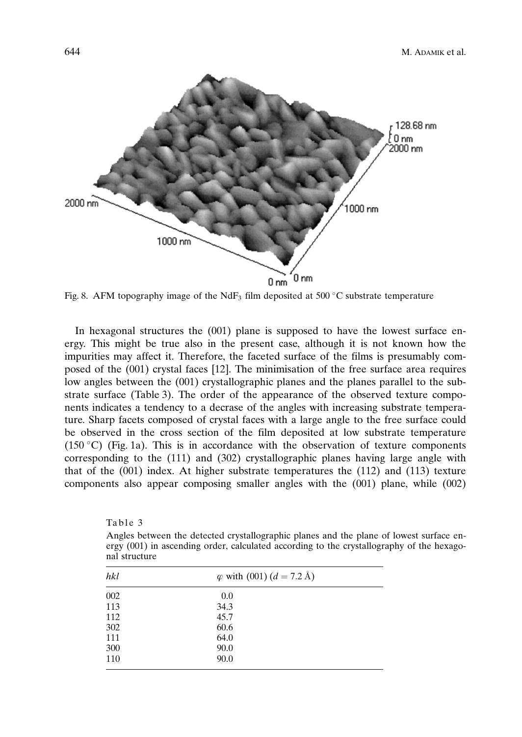Fig. 8. AFM topography image of the $NdF_3$ film deposited at 500 °C substrate temperature

In hexagonal structures the (001) plane is supposed to have the lowest surface energy. This might be true also in the present case, although it is not known how the impurities may affect it. Therefore, the faceted surface of the films is presumably composed of the (001) crystal faces [12]. The minimisation of the free surface area requires low angles between the (001) crystallographic planes and the planes parallel to the substrate surface (Table 3). The order of the appearance of the observed texture components indicates a tendency to a decrase of the angles with increasing substrate temperature. Sharp facets composed of crystal faces with a large angle to the free surface could be observed in the cross section of the film deposited at low substrate temperature (150 °C) (Fig. 1a). This is in accordance with the observation of texture components corresponding to the (111) and (302) crystallographic planes having large angle with that of the (001) index. At higher substrate temperatures the (112) and (113) texture components also appear composing smaller angles with the (001) plane, while (002)

Table 3

Angles between the detected crystallographic planes and the plane of lowest surface energy (001) in ascending order, calculated according to the crystallography of the hexagonal structure

| *hkl* | $\varphi$ with (001) ($d = 7.2$ Å) |
|---|---|
| 002 | 0.0 |
| 113 | 34.3 |
| 112 | 45.7 |
| 302 | 60.6 |
| 111 | 64.0 |
| 300 | 90.0 |
| 110 | 90.0 |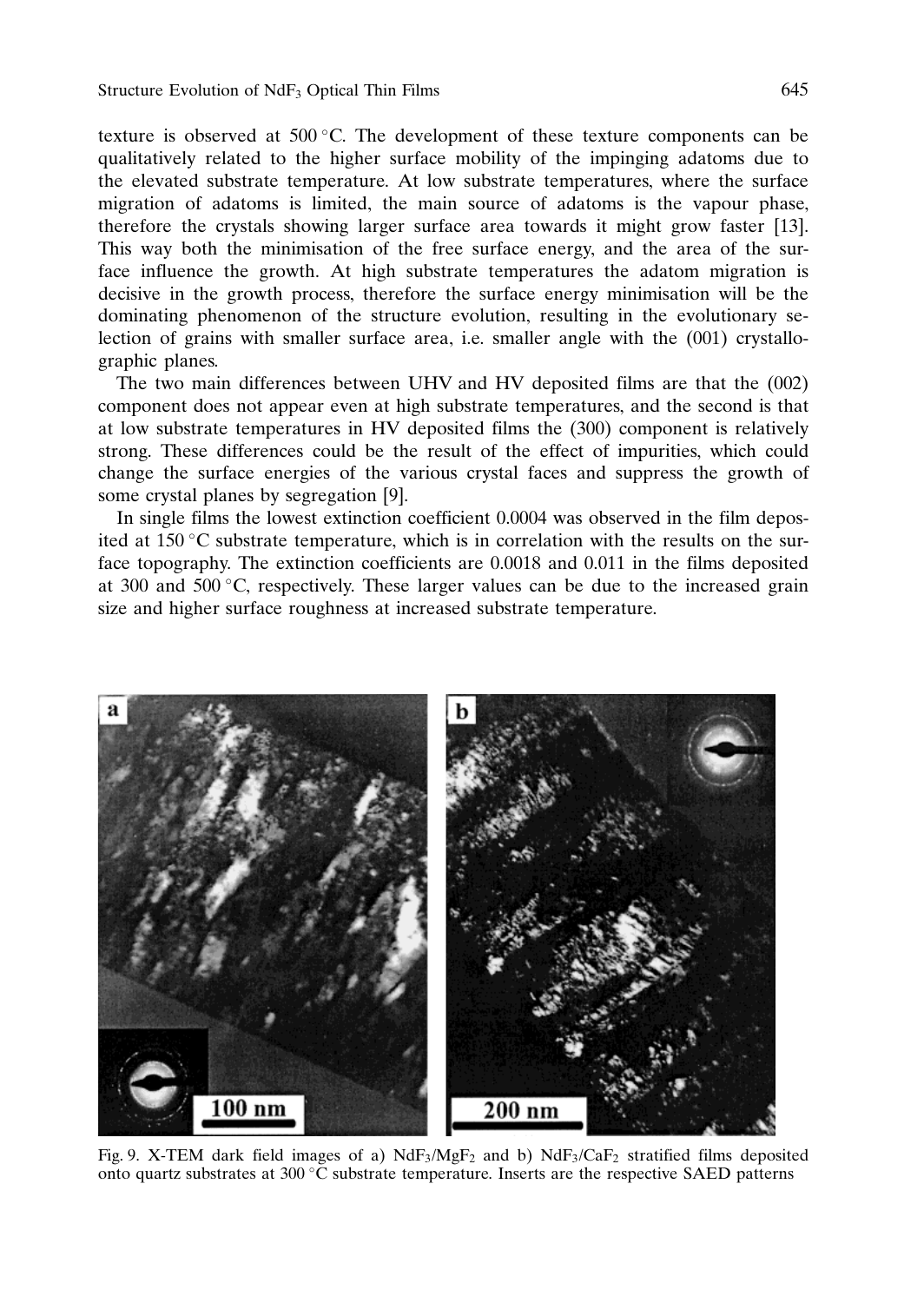texture is observed at 500 °C. The development of these texture components can be qualitatively related to the higher surface mobility of the impinging adatoms due to the elevated substrate temperature. At low substrate temperatures, where the surface migration of adatoms is limited, the main source of adatoms is the vapour phase, therefore the crystals showing larger surface area towards it might grow faster [13]. This way both the minimisation of the free surface energy, and the area of the surface influence the growth. At high substrate temperatures the adatom migration is decisive in the growth process, therefore the surface energy minimisation will be the dominating phenomenon of the structure evolution, resulting in the evolutionary selection of grains with smaller surface area, i.e. smaller angle with the (001) crystallographic planes.

The two main differences between UHV and HV deposited films are that the (002) component does not appear even at high substrate temperatures, and the second is that at low substrate temperatures in HV deposited films the (300) component is relatively strong. These differences could be the result of the effect of impurities, which could change the surface energies of the various crystal faces and suppress the growth of some crystal planes by segregation [9].

In single films the lowest extinction coefficient 0.0004 was observed in the film deposited at 150 °C substrate temperature, which is in correlation with the results on the surface topography. The extinction coefficients are 0.0018 and 0.011 in the films deposited at 300 and 500 °C, respectively. These larger values can be due to the increased grain size and higher surface roughness at increased substrate temperature.

Fig. 9. X-TEM dark field images of a) $NdF_3/MgF_2$ and b) $NdF_3/CaF_2$ stratified films deposited onto quartz substrates at 300 °C substrate temperature. Inserts are the respective SAED patterns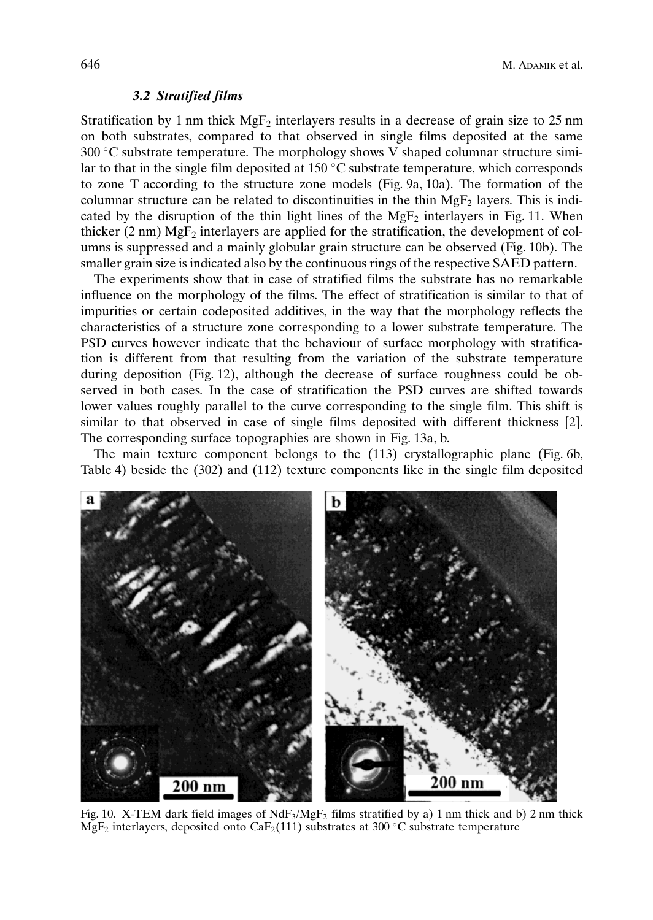### 3.2 Stratified films

Stratification by 1 nm thick $MgF_2$ interlayers results in a decrease of grain size to 25 nm on both substrates, compared to that observed in single films deposited at the same 300 °C substrate temperature. The morphology shows V shaped columnar structure similar to that in the single film deposited at 150 °C substrate temperature, which corresponds to zone T according to the structure zone models (Fig. 9a, 10a). The formation of the columnar structure can be related to discontinuities in the thin $MgF_2$ layers. This is indicated by the disruption of the thin light lines of the $MgF_2$ interlayers in Fig. 11. When thicker (2 nm) $MgF_2$ interlayers are applied for the stratification, the development of columns is suppressed and a mainly globular grain structure can be observed (Fig. 10b). The smaller grain size is indicated also by the continuous rings of the respective SAED pattern.

The experiments show that in case of stratified films the substrate has no remarkable influence on the morphology of the films. The effect of stratification is similar to that of impurities or certain codeposited additives, in the way that the morphology reflects the characteristics of a structure zone corresponding to a lower substrate temperature. The PSD curves however indicate that the behaviour of surface morphology with stratification is different from that resulting from the variation of the substrate temperature during deposition (Fig. 12), although the decrease of surface roughness could be observed in both cases. In the case of stratification the PSD curves are shifted towards lower values roughly parallel to the curve corresponding to the single film. This shift is similar to that observed in case of single films deposited with different thickness [2]. The corresponding surface topographies are shown in Fig. 13a, b.

The main texture component belongs to the (113) crystallographic plane (Fig. 6b, Table 4) beside the (302) and (112) texture components like in the single film deposited

Fig. 10. X-TEM dark field images of $NdF_3/MgF_2$ films stratified by a) 1 nm thick and b) 2 nm thick $MgF_2$ interlayers, deposited onto $CaF_2(111)$ substrates at 300 °C substrate temperature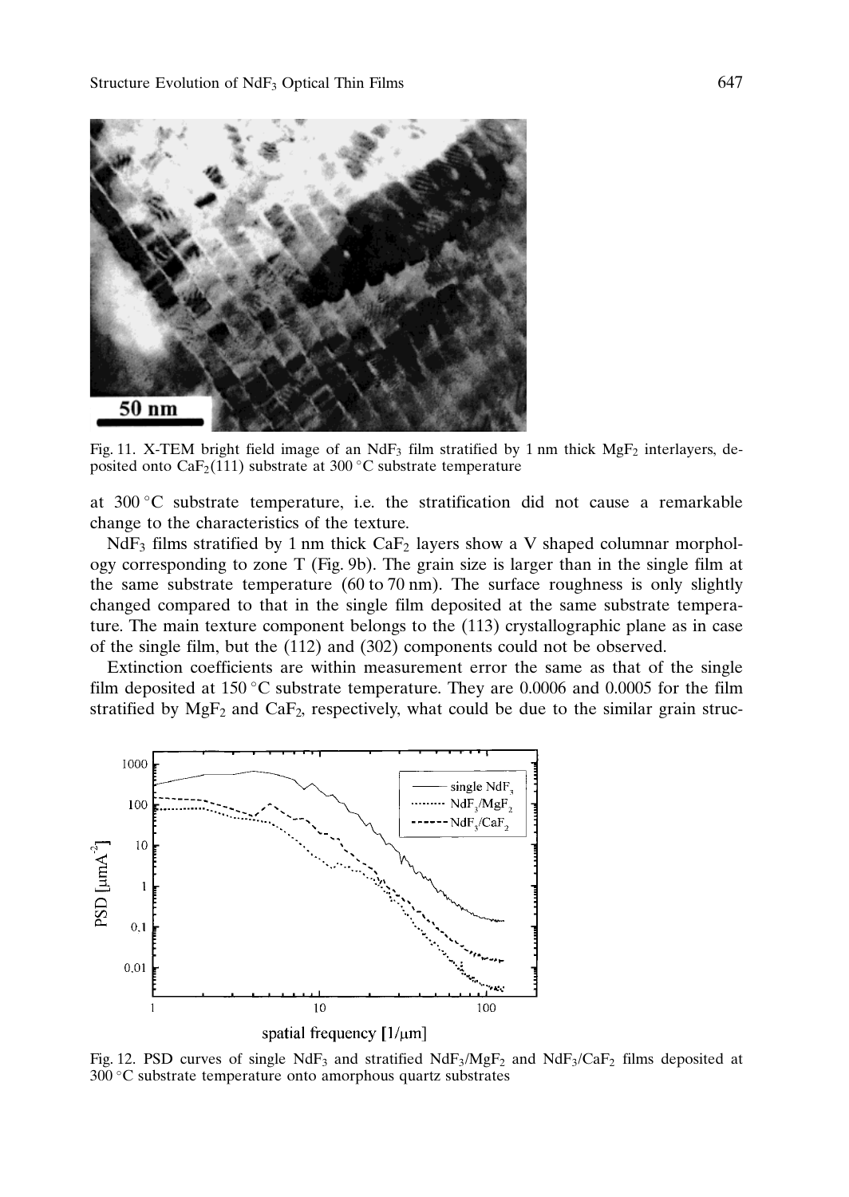Fig. 11. X-TEM bright field image of an $NdF_3$ film stratified by 1 nm thick $MgF_2$ interlayers, deposited onto $CaF_2(111)$ substrate at 300 °C substrate temperature

at 300 °C substrate temperature, i.e. the stratification did not cause a remarkable change to the characteristics of the texture.

$NdF_3$ films stratified by 1 nm thick $CaF_2$ layers show a V shaped columnar morphology corresponding to zone T (Fig. 9b). The grain size is larger than in the single film at the same substrate temperature (60 to 70 nm). The surface roughness is only slightly changed compared to that in the single film deposited at the same substrate temperature. The main texture component belongs to the (113) crystallographic plane as in case of the single film, but the (112) and (302) components could not be observed.

Extinction coefficients are within measurement error the same as that of the single film deposited at 150 °C substrate temperature. They are 0.0006 and 0.0005 for the film stratified by $MgF_2$ and $CaF_2$, respectively, what could be due to the similar grain struc-

Fig. 12. PSD curves of single $NdF_3$ and stratified $NdF_3/MgF_2$ and $NdF_3/CaF_2$ films deposited at 300 °C substrate temperature onto amorphous quartz substrates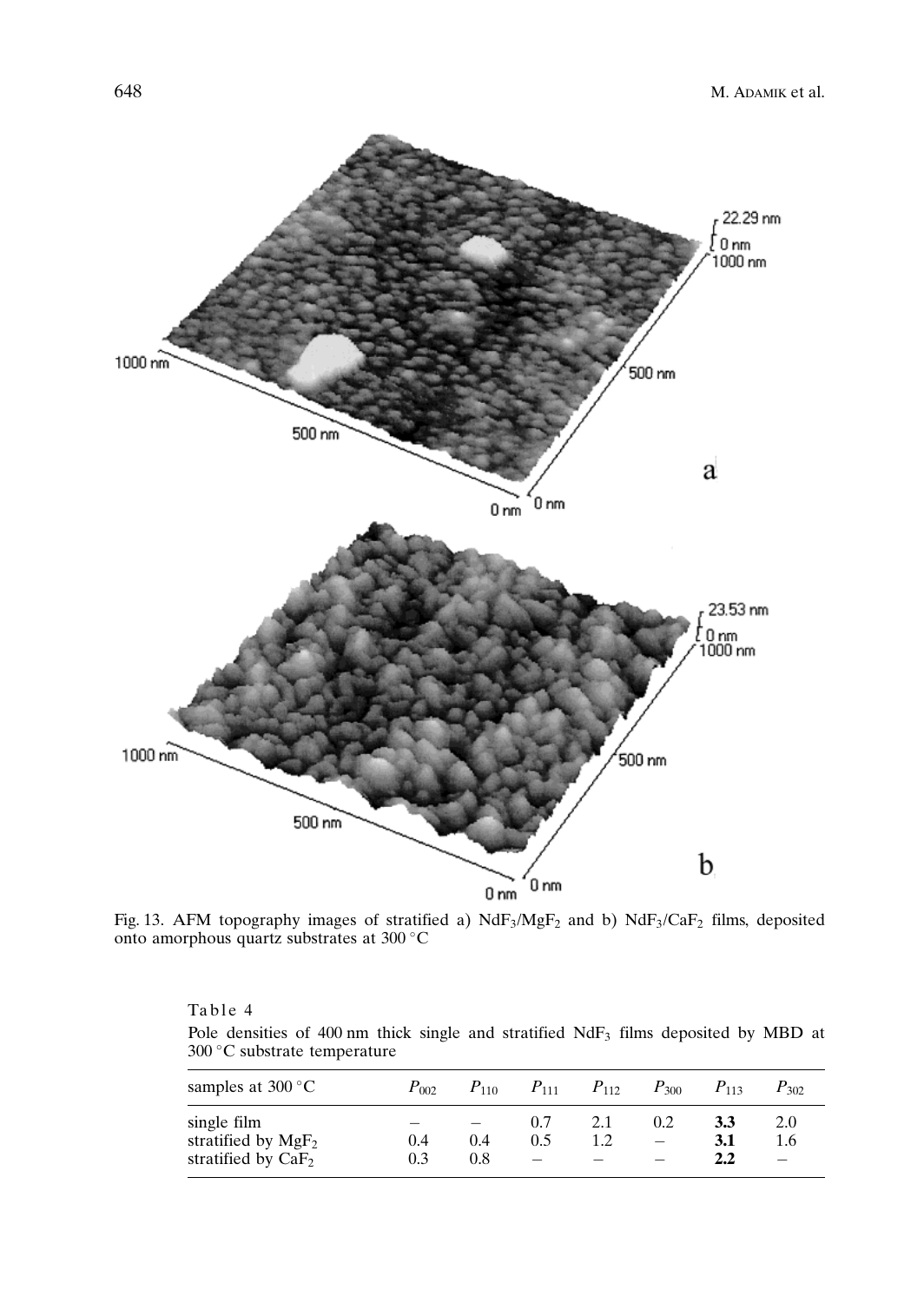Fig. 13. AFM topography images of stratified a) $NdF_3/MgF_2$ and b) $NdF_3/CaF_2$ films, deposited onto amorphous quartz substrates at 300 °C

Table 4

Pole densities of 400 nm thick single and stratified $NdF_3$ films deposited by MBD at 300 °C substrate temperature

| samples at 300 °C | $P_{002}$ | $P_{110}$ | $P_{111}$ | $P_{112}$ | $P_{300}$ | $P_{113}$ | $P_{302}$ |
|---|---|---|---|---|---|---|---|
| single film | – | – | 0.7 | 2.1 | 0.2 | **3.3** | 2.0 |
| stratified by $MgF_2$ | 0.4 | 0.4 | 0.5 | 1.2 | – | **3.1** | 1.6 |
| stratified by $CaF_2$ | 0.3 | 0.8 | – | – | – | **2.2** | – |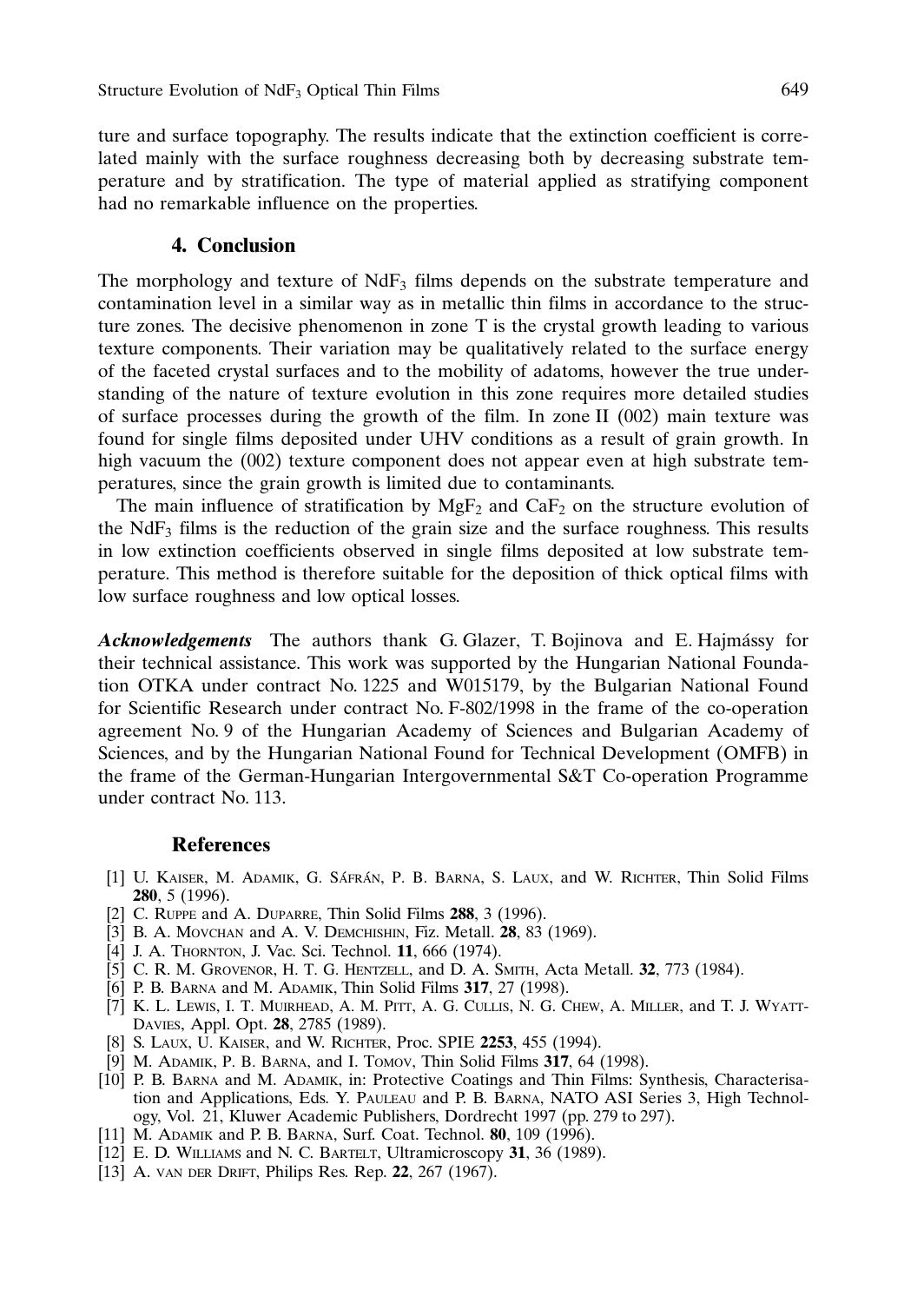ture and surface topography. The results indicate that the extinction coefficient is correlated mainly with the surface roughness decreasing both by decreasing substrate temperature and by stratification. The type of material applied as stratifying component had no remarkable influence on the properties.

## 4. Conclusion

The morphology and texture of $NdF_3$ films depends on the substrate temperature and contamination level in a similar way as in metallic thin films in accordance to the structure zones. The decisive phenomenon in zone T is the crystal growth leading to various texture components. Their variation may be qualitatively related to the surface energy of the faceted crystal surfaces and to the mobility of adatoms, however the true understanding of the nature of texture evolution in this zone requires more detailed studies of surface processes during the growth of the film. In zone II (002) main texture was found for single films deposited under UHV conditions as a result of grain growth. In high vacuum the (002) texture component does not appear even at high substrate temperatures, since the grain growth is limited due to contaminants.

The main influence of stratification by $MgF_2$ and $CaF_2$ on the structure evolution of the $NdF_3$ films is the reduction of the grain size and the surface roughness. This results in low extinction coefficients observed in single films deposited at low substrate temperature. This method is therefore suitable for the deposition of thick optical films with low surface roughness and low optical losses.

***Acknowledgements*** The authors thank G. Glazer, T. Bojinova and E. Hajmássy for their technical assistance. This work was supported by the Hungarian National Foundation OTKA under contract No. 1225 and W015179, by the Bulgarian National Found for Scientific Research under contract No. F-802/1998 in the frame of the co-operation agreement No. 9 of the Hungarian Academy of Sciences and Bulgarian Academy of Sciences, and by the Hungarian National Found for Technical Development (OMFB) in the frame of the German-Hungarian Intergovernmental S&T Co-operation Programme under contract No. 113.

## References

[1] U. Kaiser, M. Adamik, G. Sáfrán, P. B. Barna, S. Laux, and W. Richter, Thin Solid Films **280**, 5 (1996).

[2] C. Ruppe and A. Duparre, Thin Solid Films **288**, 3 (1996).

[3] B. A. Movchan and A. V. Demchishin, Fiz. Metall. **28**, 83 (1969).

[4] J. A. Thornton, J. Vac. Sci. Technol. **11**, 666 (1974).

[5] C. R. M. Grovenor, H. T. G. Hentzell, and D. A. Smith, Acta Metall. **32**, 773 (1984).

[6] P. B. Barna and M. Adamik, Thin Solid Films **317**, 27 (1998).

[7] K. L. Lewis, I. T. Muirhead, A. M. Pitt, A. G. Cullis, N. G. Chew, A. Miller, and T. J. Wyatt-Davies, Appl. Opt. **28**, 2785 (1989).

[8] S. Laux, U. Kaiser, and W. Richter, Proc. SPIE **2253**, 455 (1994).

[9] M. Adamik, P. B. Barna, and I. Tomov, Thin Solid Films **317**, 64 (1998).

[10] P. B. Barna and M. Adamik, in: Protective Coatings and Thin Films: Synthesis, Characterisation and Applications, Eds. Y. Pauleau and P. B. Barna, NATO ASI Series 3, High Technology, Vol. 21, Kluwer Academic Publishers, Dordrecht 1997 (pp. 279 to 297).

[11] M. Adamik and P. B. Barna, Surf. Coat. Technol. **80**, 109 (1996).

[12] E. D. Williams and N. C. Bartelt, Ultramicroscopy **31**, 36 (1989).

[13] A. van der Drift, Philips Res. Rep. **22**, 267 (1967).